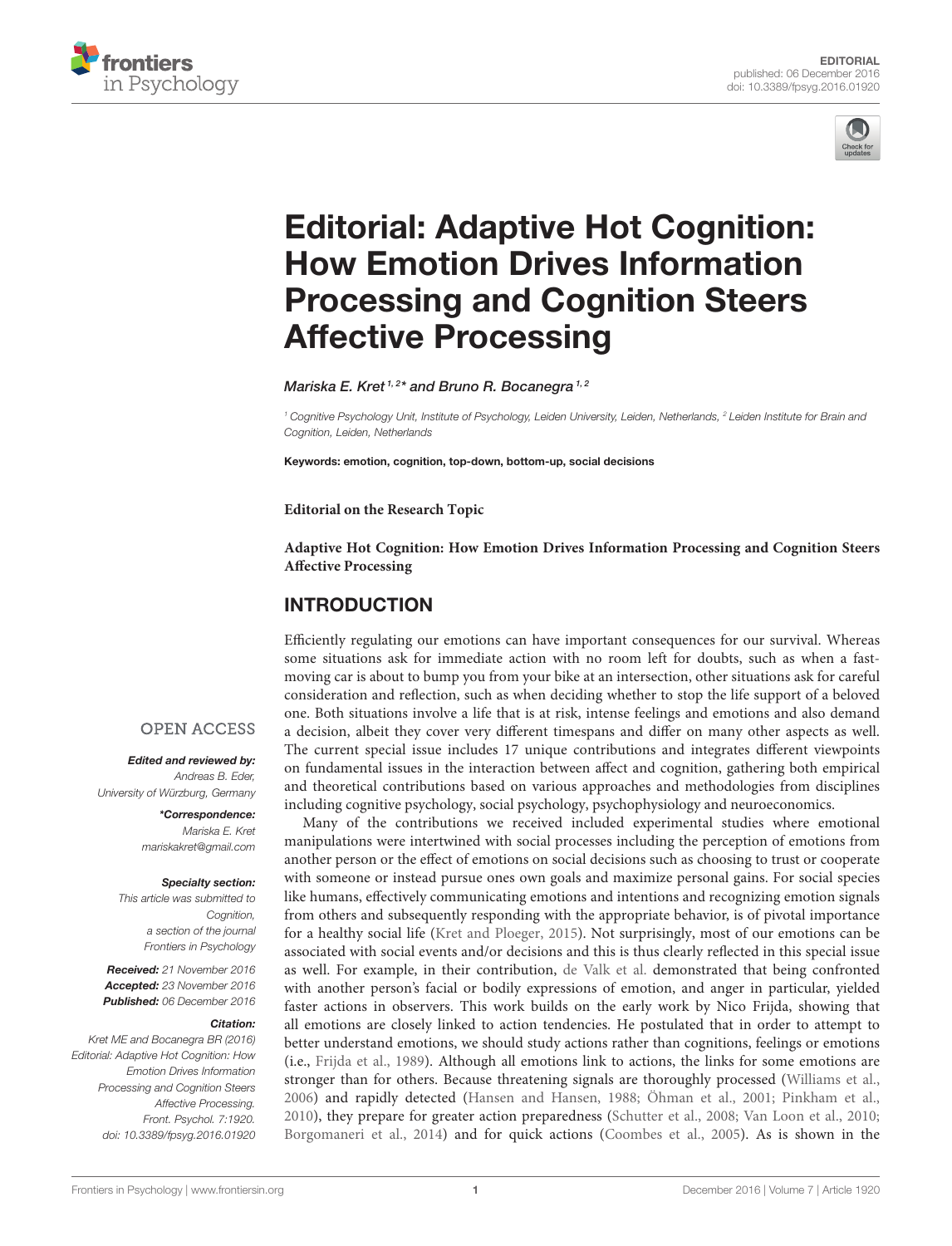EDITORIAL
published: 06 December 2016
doi: 10.3389/fpsyg.2016.01920

# Editorial: Adaptive Hot Cognition: How Emotion Drives Information Processing and Cognition Steers Affective Processing

*Mariska E. Kret[1,2]* and Bruno R. Bocanegra[1,2]*

[1] *Cognitive Psychology Unit, Institute of Psychology, Leiden University, Leiden, Netherlands,* [2] *Leiden Institute for Brain and Cognition, Leiden, Netherlands*

**Keywords:** emotion, cognition, top-down, bottom-up, social decisions

**Editorial on the Research Topic**

**Adaptive Hot Cognition: How Emotion Drives Information Processing and Cognition Steers Affective Processing**

OPEN ACCESS

***Edited and reviewed by:***
*Andreas B. Eder,*
*University of Würzburg, Germany*

****Correspondence:***
*Mariska E. Kret*
*mariskakret@gmail.com*

***Specialty section:***
*This article was submitted to Cognition, a section of the journal Frontiers in Psychology*

***Received:*** *21 November 2016*
***Accepted:*** *23 November 2016*
***Published:*** *06 December 2016*

***Citation:***
*Kret ME and Bocanegra BR (2016) Editorial: Adaptive Hot Cognition: How Emotion Drives Information Processing and Cognition Steers Affective Processing. Front. Psychol. 7:1920. doi: 10.3389/fpsyg.2016.01920*

## INTRODUCTION

Efficiently regulating our emotions can have important consequences for our survival. Whereas some situations ask for immediate action with no room left for doubts, such as when a fast-moving car is about to bump you from your bike at an intersection, other situations ask for careful consideration and reflection, such as when deciding whether to stop the life support of a beloved one. Both situations involve a life that is at risk, intense feelings and emotions and also demand a decision, albeit they cover very different timespans and differ on many other aspects as well. The current special issue includes 17 unique contributions and integrates different viewpoints on fundamental issues in the interaction between affect and cognition, gathering both empirical and theoretical contributions based on various approaches and methodologies from disciplines including cognitive psychology, social psychology, psychophysiology and neuroeconomics.

Many of the contributions we received included experimental studies where emotional manipulations were intertwined with social processes including the perception of emotions from another person or the effect of emotions on social decisions such as choosing to trust or cooperate with someone or instead pursue ones own goals and maximize personal gains. For social species like humans, effectively communicating emotions and intentions and recognizing emotion signals from others and subsequently responding with the appropriate behavior, is of pivotal importance for a healthy social life (Kret and Ploeger, 2015). Not surprisingly, most of our emotions can be associated with social events and/or decisions and this is thus clearly reflected in this special issue as well. For example, in their contribution, de Valk et al. demonstrated that being confronted with another person's facial or bodily expressions of emotion, and anger in particular, yielded faster actions in observers. This work builds on the early work by Nico Frijda, showing that all emotions are closely linked to action tendencies. He postulated that in order to attempt to better understand emotions, we should study actions rather than cognitions, feelings or emotions (i.e., Frijda et al., 1989). Although all emotions link to actions, the links for some emotions are stronger than for others. Because threatening signals are thoroughly processed (Williams et al., 2006) and rapidly detected (Hansen and Hansen, 1988; Öhman et al., 2001; Pinkham et al., 2010), they prepare for greater action preparedness (Schutter et al., 2008; Van Loon et al., 2010; Borgomaneri et al., 2014) and for quick actions (Coombes et al., 2005). As is shown in the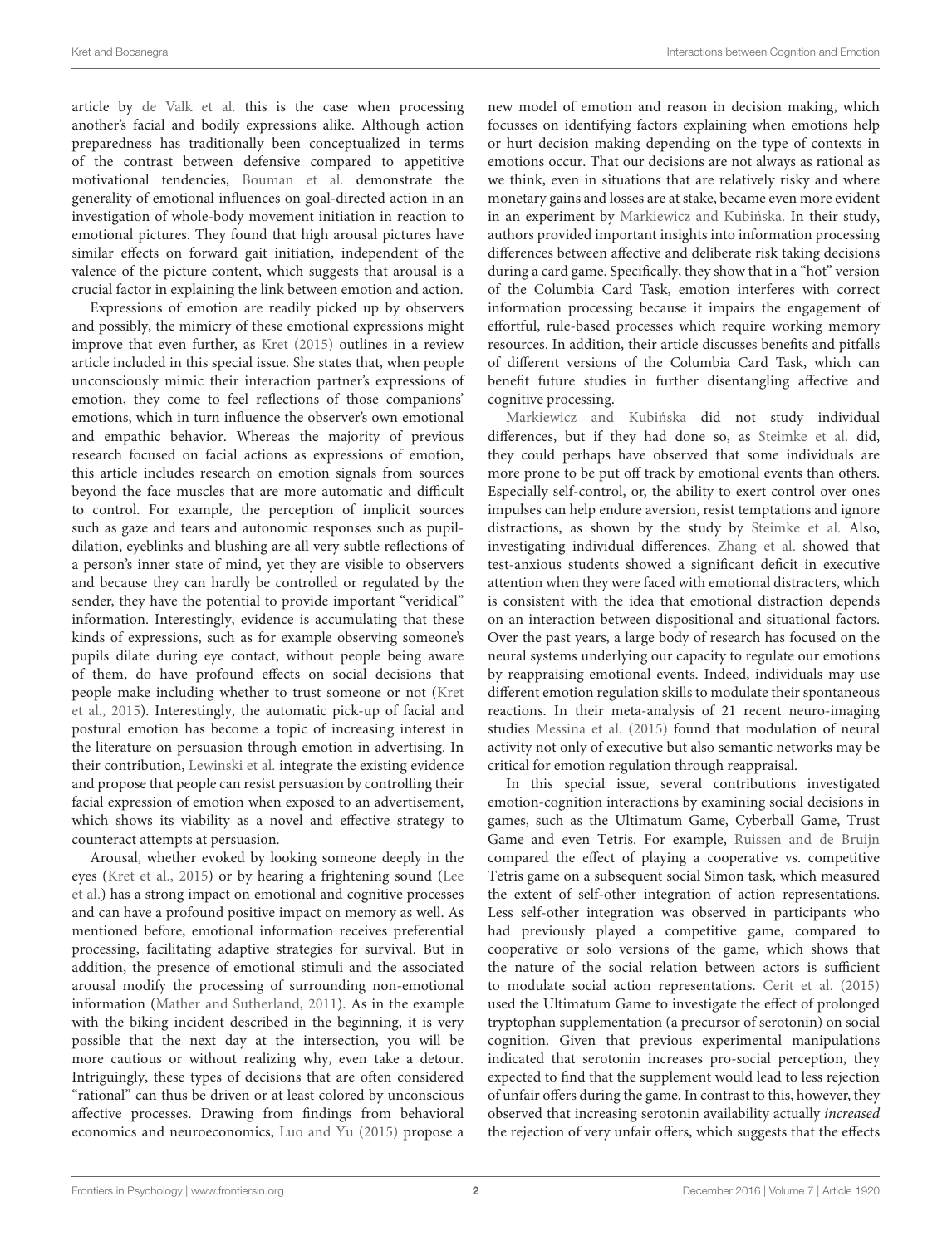article by de Valk et al. this is the case when processing another's facial and bodily expressions alike. Although action preparedness has traditionally been conceptualized in terms of the contrast between defensive compared to appetitive motivational tendencies, Bouman et al. demonstrate the generality of emotional influences on goal-directed action in an investigation of whole-body movement initiation in reaction to emotional pictures. They found that high arousal pictures have similar effects on forward gait initiation, independent of the valence of the picture content, which suggests that arousal is a crucial factor in explaining the link between emotion and action.

Expressions of emotion are readily picked up by observers and possibly, the mimicry of these emotional expressions might improve that even further, as Kret (2015) outlines in a review article included in this special issue. She states that, when people unconsciously mimic their interaction partner's expressions of emotion, they come to feel reflections of those companions' emotions, which in turn influence the observer's own emotional and empathic behavior. Whereas the majority of previous research focused on facial actions as expressions of emotion, this article includes research on emotion signals from sources beyond the face muscles that are more automatic and difficult to control. For example, the perception of implicit sources such as gaze and tears and autonomic responses such as pupil-dilation, eyeblinks and blushing are all very subtle reflections of a person's inner state of mind, yet they are visible to observers and because they can hardly be controlled or regulated by the sender, they have the potential to provide important "veridical" information. Interestingly, evidence is accumulating that these kinds of expressions, such as for example observing someone's pupils dilate during eye contact, without people being aware of them, do have profound effects on social decisions that people make including whether to trust someone or not (Kret et al., 2015). Interestingly, the automatic pick-up of facial and postural emotion has become a topic of increasing interest in the literature on persuasion through emotion in advertising. In their contribution, Lewinski et al. integrate the existing evidence and propose that people can resist persuasion by controlling their facial expression of emotion when exposed to an advertisement, which shows its viability as a novel and effective strategy to counteract attempts at persuasion.

Arousal, whether evoked by looking someone deeply in the eyes (Kret et al., 2015) or by hearing a frightening sound (Lee et al.) has a strong impact on emotional and cognitive processes and can have a profound positive impact on memory as well. As mentioned before, emotional information receives preferential processing, facilitating adaptive strategies for survival. But in addition, the presence of emotional stimuli and the associated arousal modify the processing of surrounding non-emotional information (Mather and Sutherland, 2011). As in the example with the biking incident described in the beginning, it is very possible that the next day at the intersection, you will be more cautious or without realizing why, even take a detour. Intriguingly, these types of decisions that are often considered "rational" can thus be driven or at least colored by unconscious affective processes. Drawing from findings from behavioral economics and neuroeconomics, Luo and Yu (2015) propose a new model of emotion and reason in decision making, which focusses on identifying factors explaining when emotions help or hurt decision making depending on the type of contexts in emotions occur. That our decisions are not always as rational as we think, even in situations that are relatively risky and where monetary gains and losses are at stake, became even more evident in an experiment by Markiewicz and Kubińska. In their study, authors provided important insights into information processing differences between affective and deliberate risk taking decisions during a card game. Specifically, they show that in a "hot" version of the Columbia Card Task, emotion interferes with correct information processing because it impairs the engagement of effortful, rule-based processes which require working memory resources. In addition, their article discusses benefits and pitfalls of different versions of the Columbia Card Task, which can benefit future studies in further disentangling affective and cognitive processing.

Markiewicz and Kubińska did not study individual differences, but if they had done so, as Steimke et al. did, they could perhaps have observed that some individuals are more prone to be put off track by emotional events than others. Especially self-control, or, the ability to exert control over ones impulses can help endure aversion, resist temptations and ignore distractions, as shown by the study by Steimke et al. Also, investigating individual differences, Zhang et al. showed that test-anxious students showed a significant deficit in executive attention when they were faced with emotional distracters, which is consistent with the idea that emotional distraction depends on an interaction between dispositional and situational factors. Over the past years, a large body of research has focused on the neural systems underlying our capacity to regulate our emotions by reappraising emotional events. Indeed, individuals may use different emotion regulation skills to modulate their spontaneous reactions. In their meta-analysis of 21 recent neuro-imaging studies Messina et al. (2015) found that modulation of neural activity not only of executive but also semantic networks may be critical for emotion regulation through reappraisal.

In this special issue, several contributions investigated emotion-cognition interactions by examining social decisions in games, such as the Ultimatum Game, Cyberball Game, Trust Game and even Tetris. For example, Ruissen and de Bruijn compared the effect of playing a cooperative vs. competitive Tetris game on a subsequent social Simon task, which measured the extent of self-other integration of action representations. Less self-other integration was observed in participants who had previously played a competitive game, compared to cooperative or solo versions of the game, which shows that the nature of the social relation between actors is sufficient to modulate social action representations. Cerit et al. (2015) used the Ultimatum Game to investigate the effect of prolonged tryptophan supplementation (a precursor of serotonin) on social cognition. Given that previous experimental manipulations indicated that serotonin increases pro-social perception, they expected to find that the supplement would lead to less rejection of unfair offers during the game. In contrast to this, however, they observed that increasing serotonin availability actually *increased* the rejection of very unfair offers, which suggests that the effects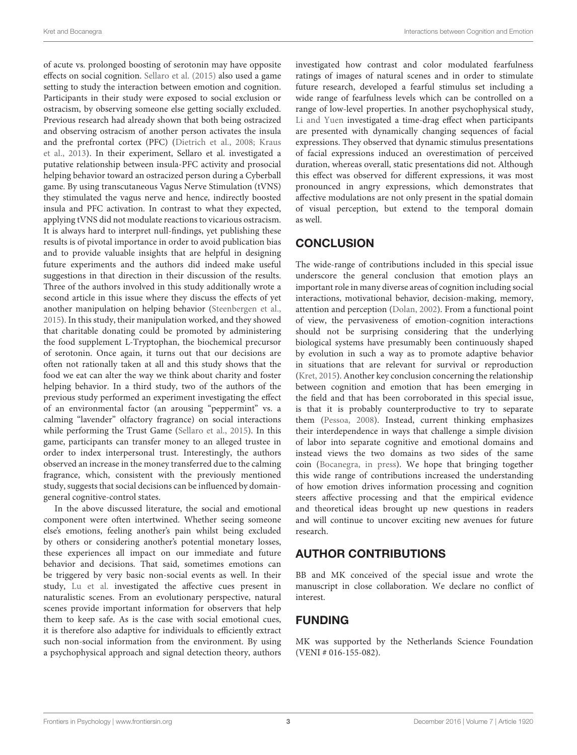of acute vs. prolonged boosting of serotonin may have opposite effects on social cognition. Sellaro et al. (2015) also used a game setting to study the interaction between emotion and cognition. Participants in their study were exposed to social exclusion or ostracism, by observing someone else getting socially excluded. Previous research had already shown that both being ostracized and observing ostracism of another person activates the insula and the prefrontal cortex (PFC) (Dietrich et al., 2008; Kraus et al., 2013). In their experiment, Sellaro et al. investigated a putative relationship between insula-PFC activity and prosocial helping behavior toward an ostracized person during a Cyberball game. By using transcutaneous Vagus Nerve Stimulation (tVNS) they stimulated the vagus nerve and hence, indirectly boosted insula and PFC activation. In contrast to what they expected, applying tVNS did not modulate reactions to vicarious ostracism. It is always hard to interpret null-findings, yet publishing these results is of pivotal importance in order to avoid publication bias and to provide valuable insights that are helpful in designing future experiments and the authors did indeed make useful suggestions in that direction in their discussion of the results. Three of the authors involved in this study additionally wrote a second article in this issue where they discuss the effects of yet another manipulation on helping behavior (Steenbergen et al., 2015). In this study, their manipulation worked, and they showed that charitable donating could be promoted by administering the food supplement L-Tryptophan, the biochemical precursor of serotonin. Once again, it turns out that our decisions are often not rationally taken at all and this study shows that the food we eat can alter the way we think about charity and foster helping behavior. In a third study, two of the authors of the previous study performed an experiment investigating the effect of an environmental factor (an arousing "peppermint" vs. a calming "lavender" olfactory fragrance) on social interactions while performing the Trust Game (Sellaro et al., 2015). In this game, participants can transfer money to an alleged trustee in order to index interpersonal trust. Interestingly, the authors observed an increase in the money transferred due to the calming fragrance, which, consistent with the previously mentioned study, suggests that social decisions can be influenced by domain-general cognitive-control states.

In the above discussed literature, the social and emotional component were often intertwined. Whether seeing someone else's emotions, feeling another's pain whilst being excluded by others or considering another's potential monetary losses, these experiences all impact on our immediate and future behavior and decisions. That said, sometimes emotions can be triggered by very basic non-social events as well. In their study, Lu et al. investigated the affective cues present in naturalistic scenes. From an evolutionary perspective, natural scenes provide important information for observers that help them to keep safe. As is the case with social emotional cues, it is therefore also adaptive for individuals to efficiently extract such non-social information from the environment. By using a psychophysical approach and signal detection theory, authors investigated how contrast and color modulated fearfulness ratings of images of natural scenes and in order to stimulate future research, developed a fearful stimulus set including a wide range of fearfulness levels which can be controlled on a range of low-level properties. In another psychophysical study, Li and Yuen investigated a time-drag effect when participants are presented with dynamically changing sequences of facial expressions. They observed that dynamic stimulus presentations of facial expressions induced an overestimation of perceived duration, whereas overall, static presentations did not. Although this effect was observed for different expressions, it was most pronounced in angry expressions, which demonstrates that affective modulations are not only present in the spatial domain of visual perception, but extend to the temporal domain as well.

## CONCLUSION

The wide-range of contributions included in this special issue underscore the general conclusion that emotion plays an important role in many diverse areas of cognition including social interactions, motivational behavior, decision-making, memory, attention and perception (Dolan, 2002). From a functional point of view, the pervasiveness of emotion-cognition interactions should not be surprising considering that the underlying biological systems have presumably been continuously shaped by evolution in such a way as to promote adaptive behavior in situations that are relevant for survival or reproduction (Kret, 2015). Another key conclusion concerning the relationship between cognition and emotion that has been emerging in the field and that has been corroborated in this special issue, is that it is probably counterproductive to try to separate them (Pessoa, 2008). Instead, current thinking emphasizes their interdependence in ways that challenge a simple division of labor into separate cognitive and emotional domains and instead views the two domains as two sides of the same coin (Bocanegra, in press). We hope that bringing together this wide range of contributions increased the understanding of how emotion drives information processing and cognition steers affective processing and that the empirical evidence and theoretical ideas brought up new questions in readers and will continue to uncover exciting new avenues for future research.

## AUTHOR CONTRIBUTIONS

BB and MK conceived of the special issue and wrote the manuscript in close collaboration. We declare no conflict of interest.

## FUNDING

MK was supported by the Netherlands Science Foundation (VENI # 016-155-082).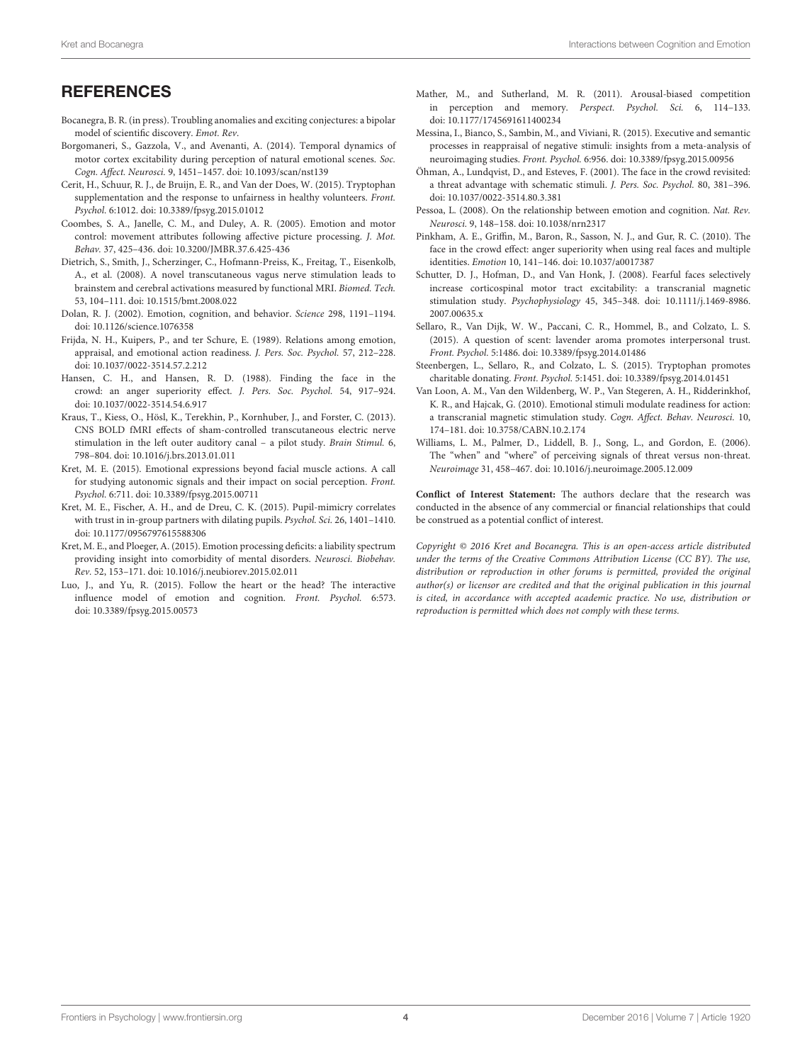## REFERENCES

Bocanegra, B. R. (in press). Troubling anomalies and exciting conjectures: a bipolar model of scientific discovery. *Emot. Rev.*

Borgomaneri, S., Gazzola, V., and Avenanti, A. (2014). Temporal dynamics of motor cortex excitability during perception of natural emotional scenes. *Soc. Cogn. Affect. Neurosci.* 9, 1451–1457. doi: 10.1093/scan/nst139

Cerit, H., Schuur, R. J., de Bruijn, E. R., and Van der Does, W. (2015). Tryptophan supplementation and the response to unfairness in healthy volunteers. *Front. Psychol.* 6:1012. doi: 10.3389/fpsyg.2015.01012

Coombes, S. A., Janelle, C. M., and Duley, A. R. (2005). Emotion and motor control: movement attributes following affective picture processing. *J. Mot. Behav.* 37, 425–436. doi: 10.3200/JMBR.37.6.425-436

Dietrich, S., Smith, J., Scherzinger, C., Hofmann-Preiss, K., Freitag, T., Eisenkolb, A., et al. (2008). A novel transcutaneous vagus nerve stimulation leads to brainstem and cerebral activations measured by functional MRI. *Biomed. Tech.* 53, 104–111. doi: 10.1515/bmt.2008.022

Dolan, R. J. (2002). Emotion, cognition, and behavior. *Science* 298, 1191–1194. doi: 10.1126/science.1076358

Frijda, N. H., Kuipers, P., and ter Schure, E. (1989). Relations among emotion, appraisal, and emotional action readiness. *J. Pers. Soc. Psychol.* 57, 212–228. doi: 10.1037/0022-3514.57.2.212

Hansen, C. H., and Hansen, R. D. (1988). Finding the face in the crowd: an anger superiority effect. *J. Pers. Soc. Psychol.* 54, 917–924. doi: 10.1037/0022-3514.54.6.917

Kraus, T., Kiess, O., Hösl, K., Terekhin, P., Kornhuber, J., and Forster, C. (2013). CNS BOLD fMRI effects of sham-controlled transcutaneous electric nerve stimulation in the left outer auditory canal – a pilot study. *Brain Stimul.* 6, 798–804. doi: 10.1016/j.brs.2013.01.011

Kret, M. E. (2015). Emotional expressions beyond facial muscle actions. A call for studying autonomic signals and their impact on social perception. *Front. Psychol.* 6:711. doi: 10.3389/fpsyg.2015.00711

Kret, M. E., Fischer, A. H., and de Dreu, C. K. (2015). Pupil-mimicry correlates with trust in in-group partners with dilating pupils. *Psychol. Sci.* 26, 1401–1410. doi: 10.1177/0956797615588306

Kret, M. E., and Ploeger, A. (2015). Emotion processing deficits: a liability spectrum providing insight into comorbidity of mental disorders. *Neurosci. Biobehav. Rev.* 52, 153–171. doi: 10.1016/j.neubiorev.2015.02.011

Luo, J., and Yu, R. (2015). Follow the heart or the head? The interactive influence model of emotion and cognition. *Front. Psychol.* 6:573. doi: 10.3389/fpsyg.2015.00573

Mather, M., and Sutherland, M. R. (2011). Arousal-biased competition in perception and memory. *Perspect. Psychol. Sci.* 6, 114–133. doi: 10.1177/1745691611400234

Messina, I., Bianco, S., Sambin, M., and Viviani, R. (2015). Executive and semantic processes in reappraisal of negative stimuli: insights from a meta-analysis of neuroimaging studies. *Front. Psychol.* 6:956. doi: 10.3389/fpsyg.2015.00956

Öhman, A., Lundqvist, D., and Esteves, F. (2001). The face in the crowd revisited: a threat advantage with schematic stimuli. *J. Pers. Soc. Psychol.* 80, 381–396. doi: 10.1037/0022-3514.80.3.381

Pessoa, L. (2008). On the relationship between emotion and cognition. *Nat. Rev. Neurosci.* 9, 148–158. doi: 10.1038/nrn2317

Pinkham, A. E., Griffin, M., Baron, R., Sasson, N. J., and Gur, R. C. (2010). The face in the crowd effect: anger superiority when using real faces and multiple identities. *Emotion* 10, 141–146. doi: 10.1037/a0017387

Schutter, D. J., Hofman, D., and Van Honk, J. (2008). Fearful faces selectively increase corticospinal motor tract excitability: a transcranial magnetic stimulation study. *Psychophysiology* 45, 345–348. doi: 10.1111/j.1469-8986.2007.00635.x

Sellaro, R., Van Dijk, W. W., Paccani, C. R., Hommel, B., and Colzato, L. S. (2015). A question of scent: lavender aroma promotes interpersonal trust. *Front. Psychol.* 5:1486. doi: 10.3389/fpsyg.2014.01486

Steenbergen, L., Sellaro, R., and Colzato, L. S. (2015). Tryptophan promotes charitable donating. *Front. Psychol.* 5:1451. doi: 10.3389/fpsyg.2014.01451

Van Loon, A. M., Van den Wildenberg, W. P., Van Stegeren, A. H., Ridderinkhof, K. R., and Hajcak, G. (2010). Emotional stimuli modulate readiness for action: a transcranial magnetic stimulation study. *Cogn. Affect. Behav. Neurosci.* 10, 174–181. doi: 10.3758/CABN.10.2.174

Williams, L. M., Palmer, D., Liddell, B. J., Song, L., and Gordon, E. (2006). The "when" and "where" of perceiving signals of threat versus non-threat. *Neuroimage* 31, 458–467. doi: 10.1016/j.neuroimage.2005.12.009

**Conflict of Interest Statement:** The authors declare that the research was conducted in the absence of any commercial or financial relationships that could be construed as a potential conflict of interest.

*Copyright © 2016 Kret and Bocanegra. This is an open-access article distributed under the terms of the Creative Commons Attribution License (CC BY). The use, distribution or reproduction in other forums is permitted, provided the original author(s) or licensor are credited and that the original publication in this journal is cited, in accordance with accepted academic practice. No use, distribution or reproduction is permitted which does not comply with these terms.*